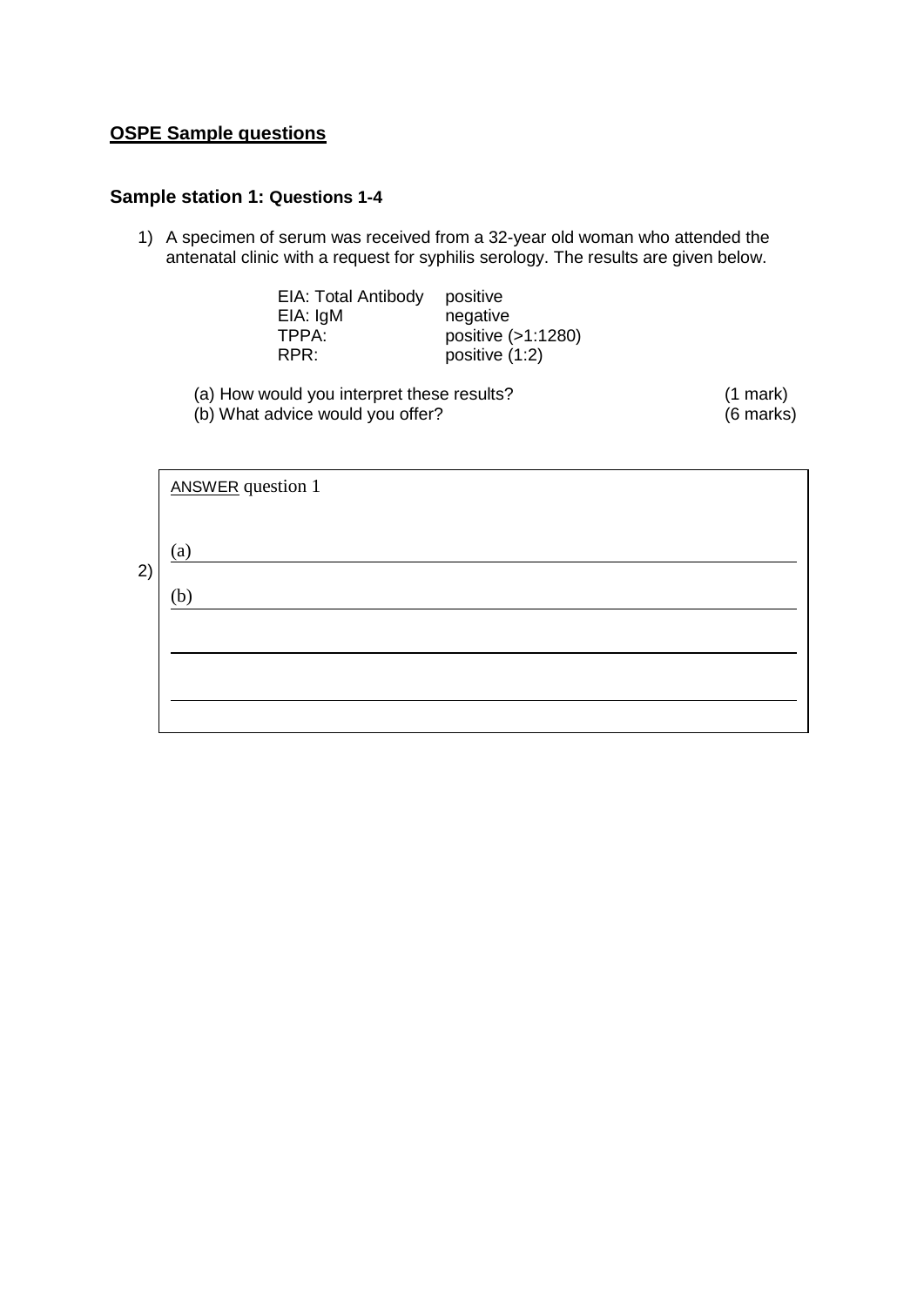**<u>OSPE Sample questions</u>**

## Sample station 1: Questions 1-4

1) A specimen of serum was received from a 32-year old woman who attended the antenatal clinic with a request for syphilis serology. The results are given below.

| | |
|---|---|
| EIA: Total Antibody | positive |
| EIA: IgM | negative |
| TPPA: | positive (>1:1280) |
| RPR: | positive (1:2) |

(a) How would you interpret these results? (1 mark)
(b) What advice would you offer? (6 marks)

ANSWER question 1

(a)

2)

(b)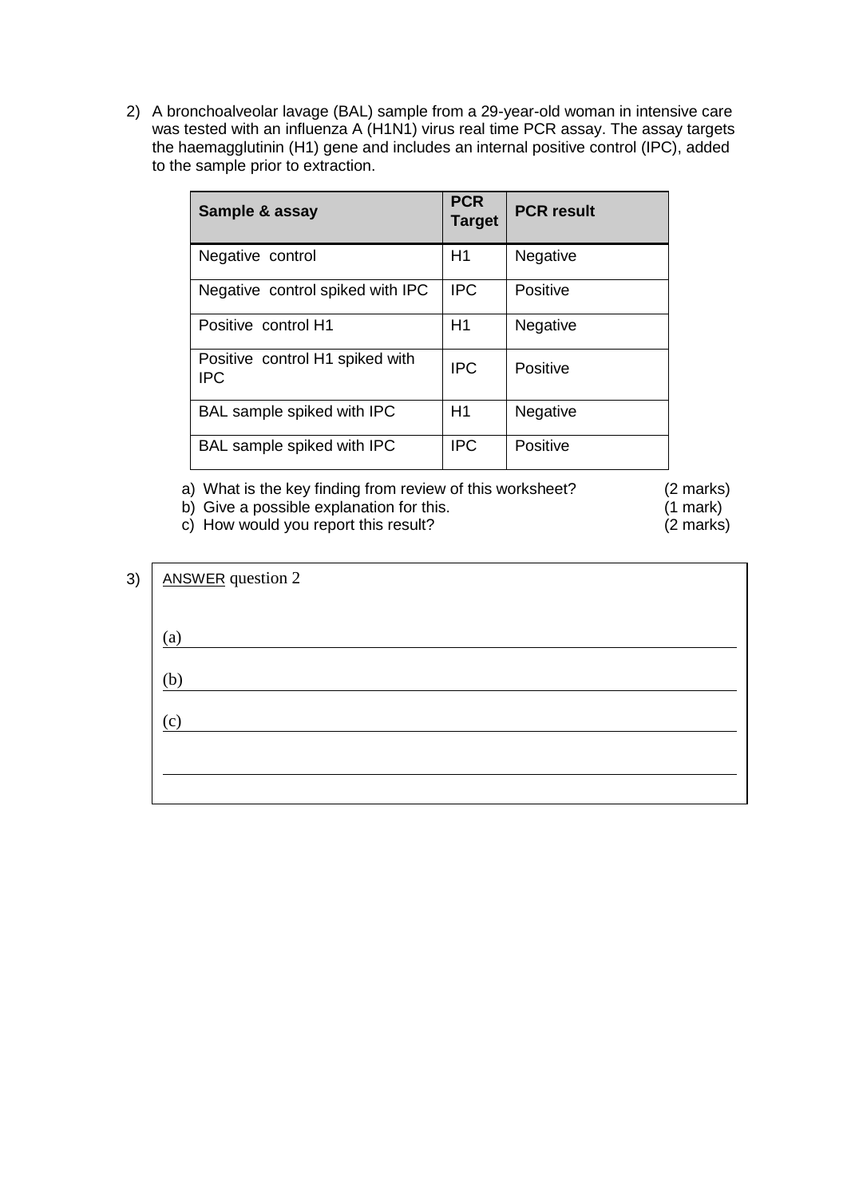2) A bronchoalveolar lavage (BAL) sample from a 29-year-old woman in intensive care was tested with an influenza A (H1N1) virus real time PCR assay. The assay targets the haemagglutinin (H1) gene and includes an internal positive control (IPC), added to the sample prior to extraction.

| Sample & assay | PCR Target | PCR result |
|---|---|---|
| Negative control | H1 | Negative |
| Negative control spiked with IPC | IPC | Positive |
| Positive control H1 | H1 | Negative |
| Positive control H1 spiked with IPC | IPC | Positive |
| BAL sample spiked with IPC | H1 | Negative |
| BAL sample spiked with IPC | IPC | Positive |

a) What is the key finding from review of this worksheet? (2 marks)
b) Give a possible explanation for this. (1 mark)
c) How would you report this result? (2 marks)

3) ANSWER question 2

(a)

(b)

(c)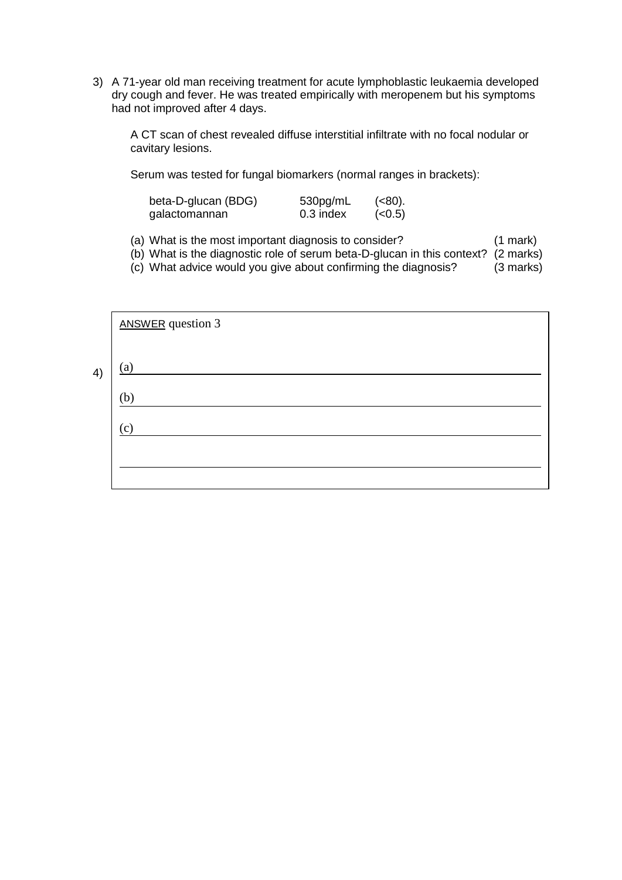3) A 71-year old man receiving treatment for acute lymphoblastic leukaemia developed dry cough and fever. He was treated empirically with meropenem but his symptoms had not improved after 4 days.

A CT scan of chest revealed diffuse interstitial infiltrate with no focal nodular or cavitary lesions.

Serum was tested for fungal biomarkers (normal ranges in brackets):

| | | |
|---|---|---|
| beta-D-glucan (BDG) | 530pg/mL | (<80). |
| galactomannan | 0.3 index | (<0.5) |

(a) What is the most important diagnosis to consider? (1 mark)
(b) What is the diagnostic role of serum beta-D-glucan in this context? (2 marks)
(c) What advice would you give about confirming the diagnosis? (3 marks)

ANSWER question 3

(a)

(b)

(c)

4)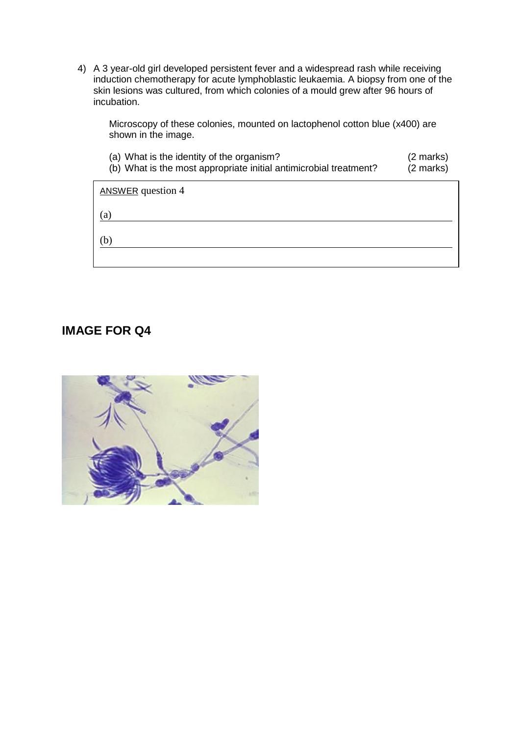4) A 3 year-old girl developed persistent fever and a widespread rash while receiving induction chemotherapy for acute lymphoblastic leukaemia. A biopsy from one of the skin lesions was cultured, from which colonies of a mould grew after 96 hours of incubation.

   Microscopy of these colonies, mounted on lactophenol cotton blue (x400) are shown in the image.

   (a) What is the identity of the organism? (2 marks)
   (b) What is the most appropriate initial antimicrobial treatment? (2 marks)

ANSWER question 4

(a) \_\_\_\_\_\_\_\_\_\_\_\_\_\_\_\_\_\_\_\_\_\_\_\_\_\_\_\_\_\_\_\_\_\_\_\_\_\_\_\_

(b) \_\_\_\_\_\_\_\_\_\_\_\_\_\_\_\_\_\_\_\_\_\_\_\_\_\_\_\_\_\_\_\_\_\_\_\_\_\_\_\_

## IMAGE FOR Q4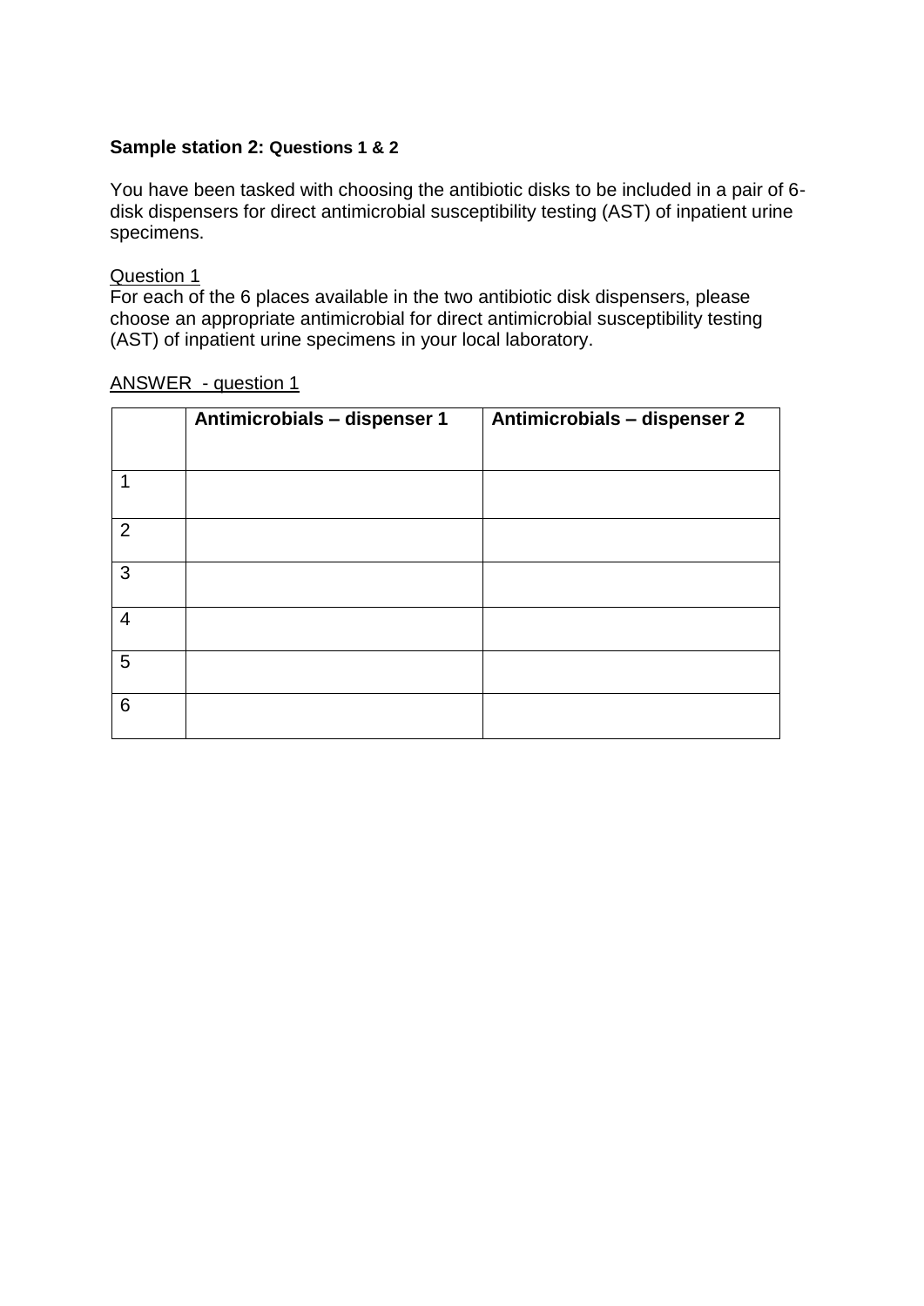**Sample station 2: Questions 1 & 2**

You have been tasked with choosing the antibiotic disks to be included in a pair of 6-disk dispensers for direct antimicrobial susceptibility testing (AST) of inpatient urine specimens.

<u>Question 1</u>

For each of the 6 places available in the two antibiotic disk dispensers, please choose an appropriate antimicrobial for direct antimicrobial susceptibility testing (AST) of inpatient urine specimens in your local laboratory.

<u>ANSWER - question 1</u>

| | **Antimicrobials – dispenser 1** | **Antimicrobials – dispenser 2** |
|---|---|---|
| 1 | | |
| 2 | | |
| 3 | | |
| 4 | | |
| 5 | | |
| 6 | | |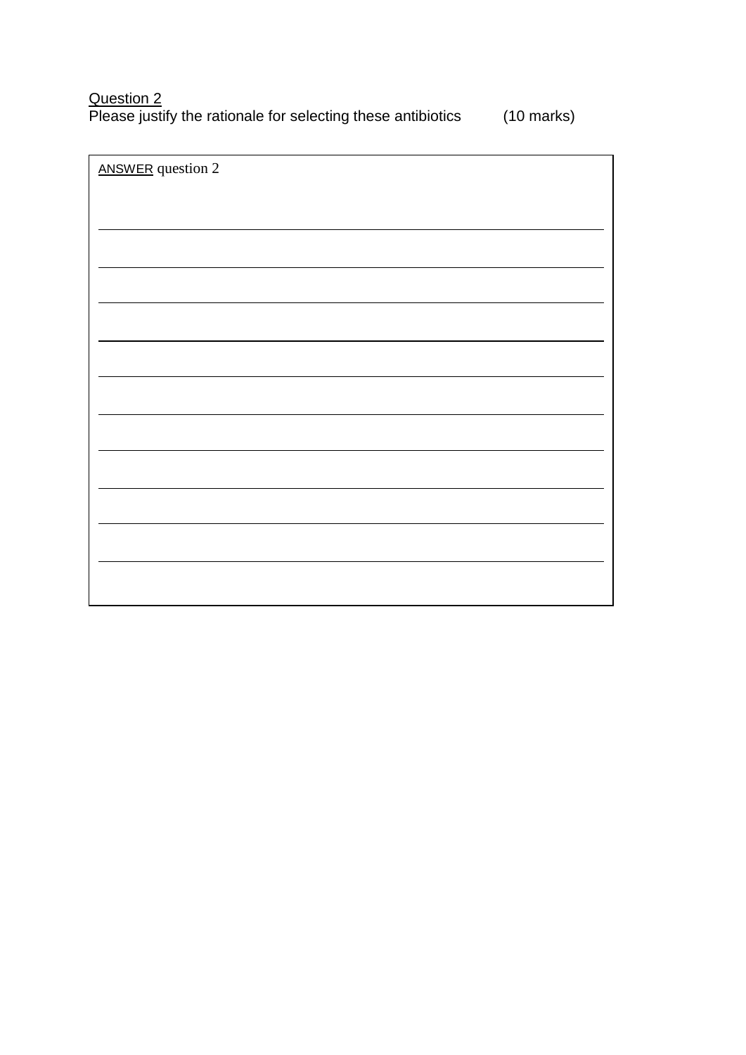Question 2

Please justify the rationale for selecting these antibiotics (10 marks)

ANSWER question 2